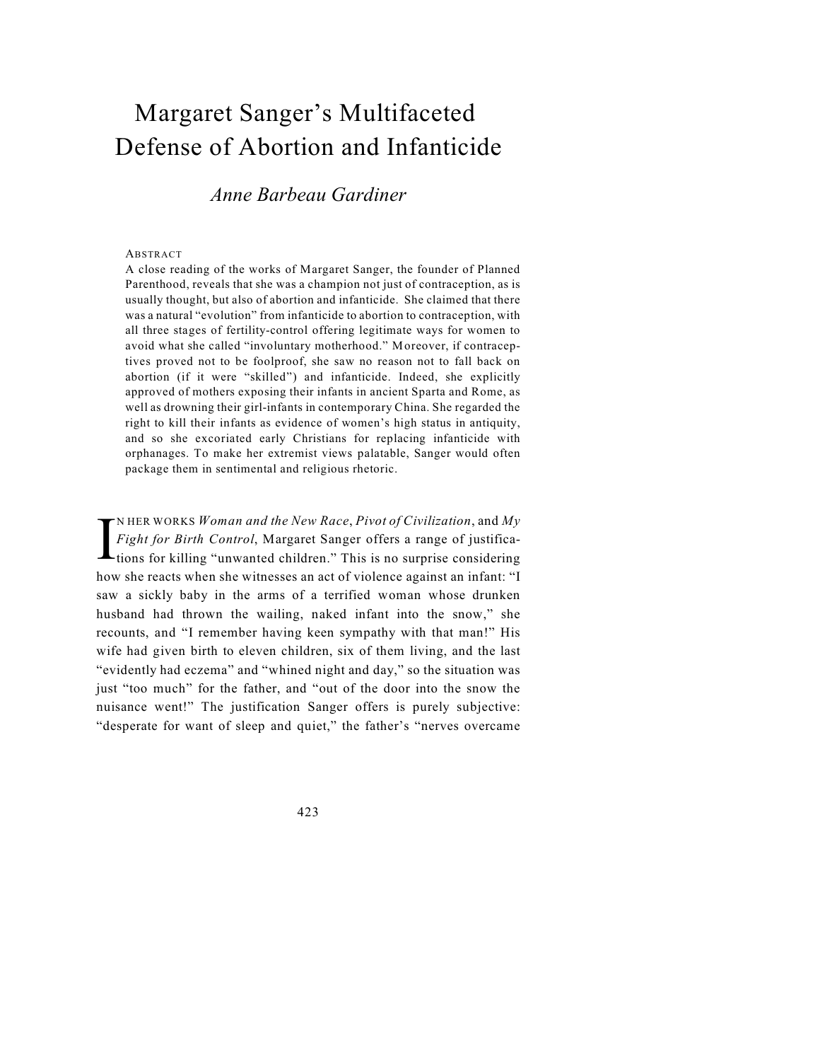# Margaret Sanger's Multifaceted Defense of Abortion and Infanticide

*Anne Barbeau Gardiner*

ABSTRACT

A close reading of the works of Margaret Sanger, the founder of Planned Parenthood, reveals that she was a champion not just of contraception, as is usually thought, but also of abortion and infanticide. She claimed that there was a natural "evolution" from infanticide to abortion to contraception, with all three stages of fertility-control offering legitimate ways for women to avoid what she called "involuntary motherhood." Moreover, if contraceptives proved not to be foolproof, she saw no reason not to fall back on abortion (if it were "skilled") and infanticide. Indeed, she explicitly approved of mothers exposing their infants in ancient Sparta and Rome, as well as drowning their girl-infants in contemporary China. She regarded the right to kill their infants as evidence of women's high status in antiquity, and so she excoriated early Christians for replacing infanticide with orphanages. To make her extremist views palatable, Sanger would often package them in sentimental and religious rhetoric.

IN HER WORKS *Woman and the New Race*, *Pivot of Civilization*, and *My Fight for Birth Control*, Margaret Sanger offers a range of justifications for killing "unwanted children." This is no surprise considering how she reacts when she witnesses an act of violence against an infant: "I saw a sickly baby in the arms of a terrified woman whose drunken husband had thrown the wailing, naked infant into the snow," she recounts, and "I remember having keen sympathy with that man!" His wife had given birth to eleven children, six of them living, and the last "evidently had eczema" and "whined night and day," so the situation was just "too much" for the father, and "out of the door into the snow the nuisance went!" The justification Sanger offers is purely subjective: "desperate for want of sleep and quiet," the father's "nerves overcame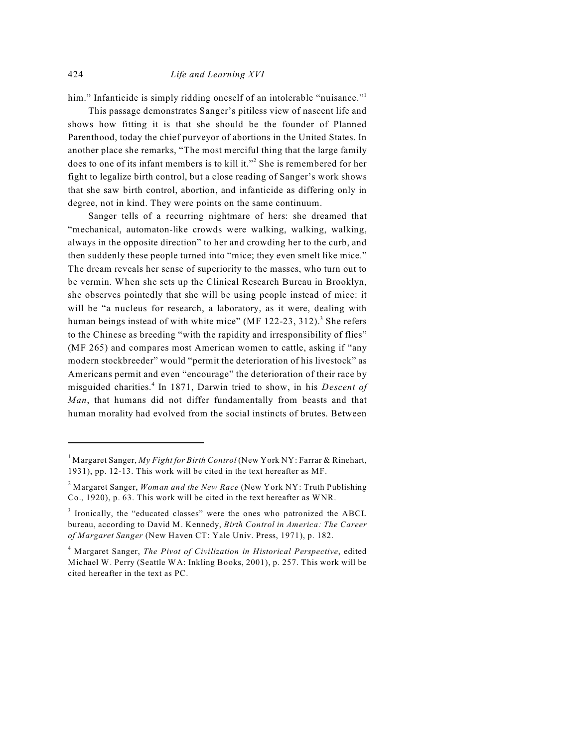him." Infanticide is simply ridding oneself of an intolerable "nuisance."[1]

This passage demonstrates Sanger's pitiless view of nascent life and shows how fitting it is that she should be the founder of Planned Parenthood, today the chief purveyor of abortions in the United States. In another place she remarks, "The most merciful thing that the large family does to one of its infant members is to kill it."[2] She is remembered for her fight to legalize birth control, but a close reading of Sanger's work shows that she saw birth control, abortion, and infanticide as differing only in degree, not in kind. They were points on the same continuum.

Sanger tells of a recurring nightmare of hers: she dreamed that "mechanical, automaton-like crowds were walking, walking, walking, always in the opposite direction" to her and crowding her to the curb, and then suddenly these people turned into "mice; they even smelt like mice." The dream reveals her sense of superiority to the masses, who turn out to be vermin. When she sets up the Clinical Research Bureau in Brooklyn, she observes pointedly that she will be using people instead of mice: it will be "a nucleus for research, a laboratory, as it were, dealing with human beings instead of with white mice" (MF 122-23, 312).[3] She refers to the Chinese as breeding "with the rapidity and irresponsibility of flies" (MF 265) and compares most American women to cattle, asking if "any modern stockbreeder" would "permit the deterioration of his livestock" as Americans permit and even "encourage" the deterioration of their race by misguided charities.[4] In 1871, Darwin tried to show, in his *Descent of Man*, that humans did not differ fundamentally from beasts and that human morality had evolved from the social instincts of brutes. Between

---

[1] Margaret Sanger, *My Fight for Birth Control* (New York NY: Farrar & Rinehart, 1931), pp. 12-13. This work will be cited in the text hereafter as MF.

[2] Margaret Sanger, *Woman and the New Race* (New York NY: Truth Publishing Co., 1920), p. 63. This work will be cited in the text hereafter as WNR.

[3] Ironically, the "educated classes" were the ones who patronized the ABCL bureau, according to David M. Kennedy, *Birth Control in America: The Career of Margaret Sanger* (New Haven CT: Yale Univ. Press, 1971), p. 182.

[4] Margaret Sanger, *The Pivot of Civilization in Historical Perspective*, edited Michael W. Perry (Seattle WA: Inkling Books, 2001), p. 257. This work will be cited hereafter in the text as PC.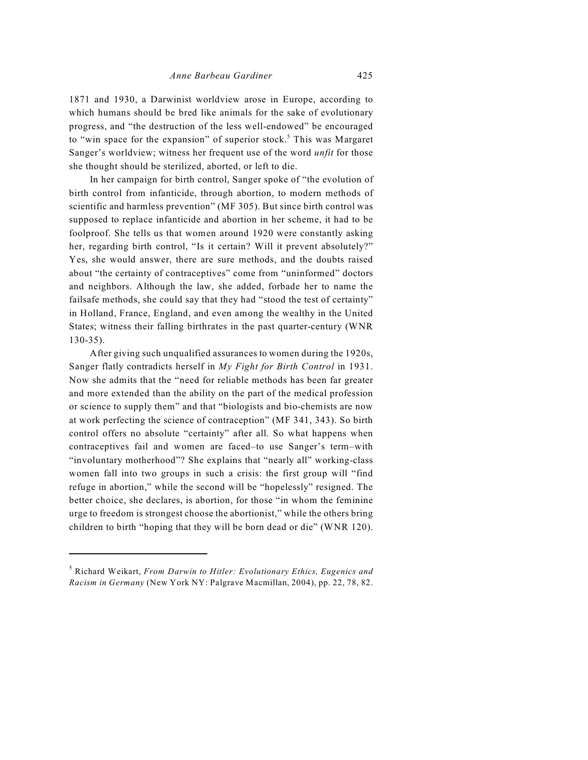1871 and 1930, a Darwinist worldview arose in Europe, according to which humans should be bred like animals for the sake of evolutionary progress, and "the destruction of the less well-endowed" be encouraged to "win space for the expansion" of superior stock.[5] This was Margaret Sanger's worldview; witness her frequent use of the word *unfit* for those she thought should be sterilized, aborted, or left to die.

In her campaign for birth control, Sanger spoke of "the evolution of birth control from infanticide, through abortion, to modern methods of scientific and harmless prevention" (MF 305). But since birth control was supposed to replace infanticide and abortion in her scheme, it had to be foolproof. She tells us that women around 1920 were constantly asking her, regarding birth control, "Is it certain? Will it prevent absolutely?" Yes, she would answer, there are sure methods, and the doubts raised about "the certainty of contraceptives" come from "uninformed" doctors and neighbors. Although the law, she added, forbade her to name the failsafe methods, she could say that they had "stood the test of certainty" in Holland, France, England, and even among the wealthy in the United States; witness their falling birthrates in the past quarter-century (WNR 130-35).

After giving such unqualified assurances to women during the 1920s, Sanger flatly contradicts herself in *My Fight for Birth Control* in 1931. Now she admits that the "need for reliable methods has been far greater and more extended than the ability on the part of the medical profession or science to supply them" and that "biologists and bio-chemists are now at work perfecting the science of contraception" (MF 341, 343). So birth control offers no absolute "certainty" after all. So what happens when contraceptives fail and women are faced–to use Sanger's term–with "involuntary motherhood"? She explains that "nearly all" working-class women fall into two groups in such a crisis: the first group will "find refuge in abortion," while the second will be "hopelessly" resigned. The better choice, she declares, is abortion, for those "in whom the feminine urge to freedom is strongest choose the abortionist," while the others bring children to birth "hoping that they will be born dead or die" (WNR 120).

---

[5] Richard Weikart, *From Darwin to Hitler: Evolutionary Ethics, Eugenics and Racism in Germany* (New York NY: Palgrave Macmillan, 2004), pp. 22, 78, 82.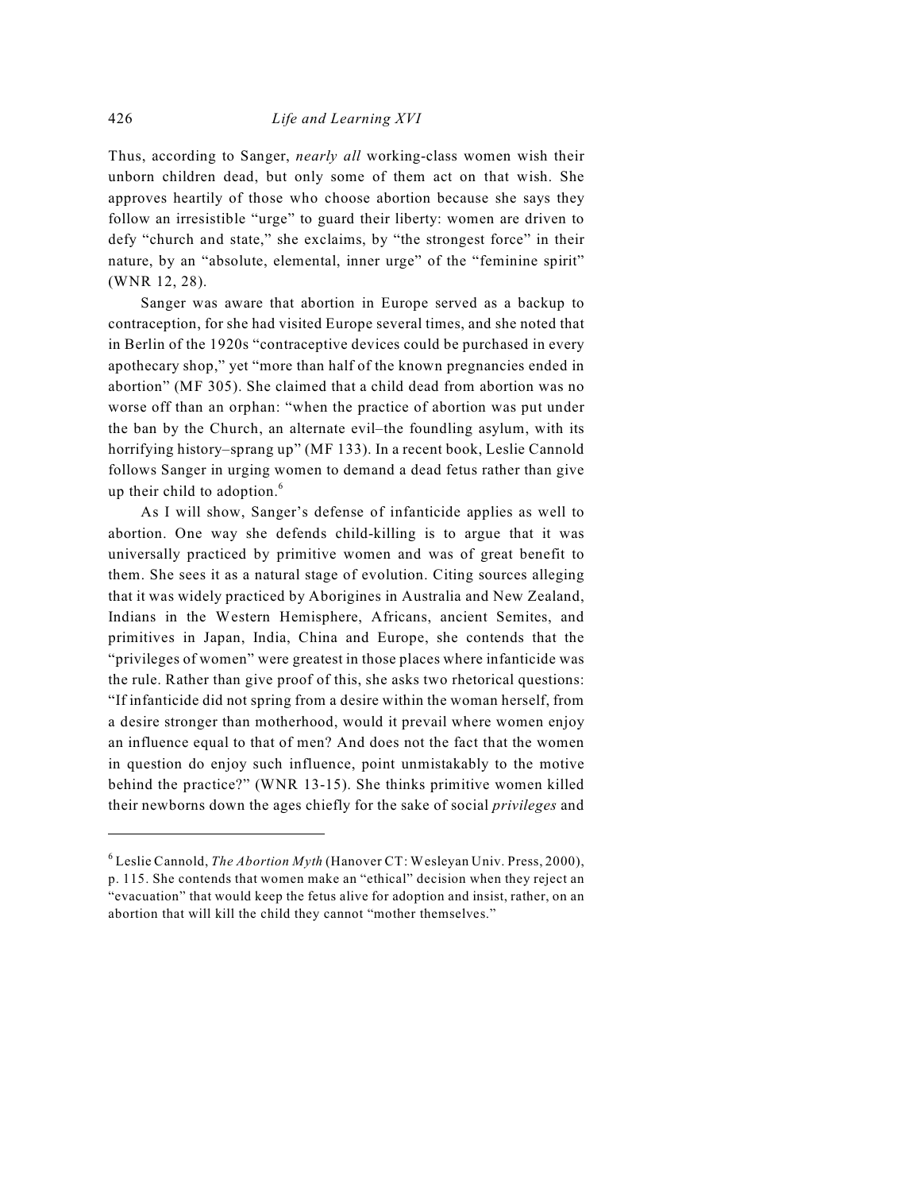Thus, according to Sanger, *nearly all* working-class women wish their unborn children dead, but only some of them act on that wish. She approves heartily of those who choose abortion because she says they follow an irresistible "urge" to guard their liberty: women are driven to defy "church and state," she exclaims, by "the strongest force" in their nature, by an "absolute, elemental, inner urge" of the "feminine spirit" (WNR 12, 28).

Sanger was aware that abortion in Europe served as a backup to contraception, for she had visited Europe several times, and she noted that in Berlin of the 1920s "contraceptive devices could be purchased in every apothecary shop," yet "more than half of the known pregnancies ended in abortion" (MF 305). She claimed that a child dead from abortion was no worse off than an orphan: "when the practice of abortion was put under the ban by the Church, an alternate evil–the foundling asylum, with its horrifying history–sprang up" (MF 133). In a recent book, Leslie Cannold follows Sanger in urging women to demand a dead fetus rather than give up their child to adoption.[6]

As I will show, Sanger's defense of infanticide applies as well to abortion. One way she defends child-killing is to argue that it was universally practiced by primitive women and was of great benefit to them. She sees it as a natural stage of evolution. Citing sources alleging that it was widely practiced by Aborigines in Australia and New Zealand, Indians in the Western Hemisphere, Africans, ancient Semites, and primitives in Japan, India, China and Europe, she contends that the "privileges of women" were greatest in those places where infanticide was the rule. Rather than give proof of this, she asks two rhetorical questions: "If infanticide did not spring from a desire within the woman herself, from a desire stronger than motherhood, would it prevail where women enjoy an influence equal to that of men? And does not the fact that the women in question do enjoy such influence, point unmistakably to the motive behind the practice?" (WNR 13-15). She thinks primitive women killed their newborns down the ages chiefly for the sake of social *privileges* and

---

[6] Leslie Cannold, *The Abortion Myth* (Hanover CT: Wesleyan Univ. Press, 2000), p. 115. She contends that women make an "ethical" decision when they reject an "evacuation" that would keep the fetus alive for adoption and insist, rather, on an abortion that will kill the child they cannot "mother themselves."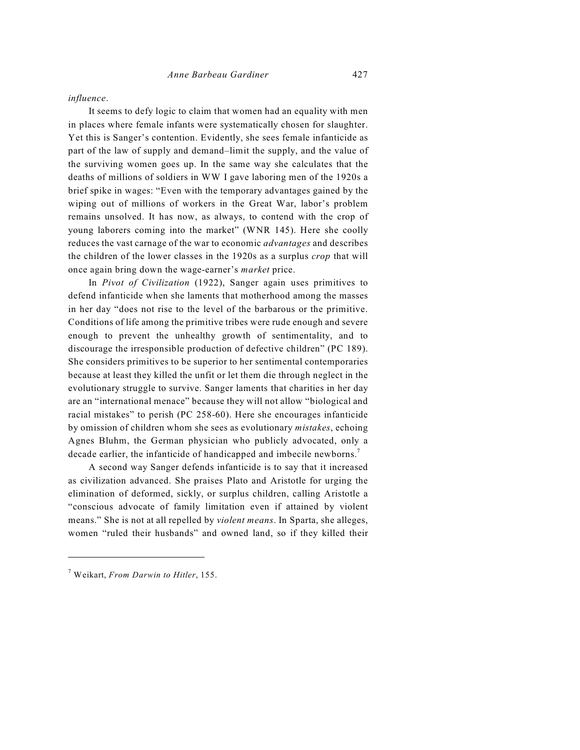*influence*.

It seems to defy logic to claim that women had an equality with men in places where female infants were systematically chosen for slaughter. Yet this is Sanger's contention. Evidently, she sees female infanticide as part of the law of supply and demand–limit the supply, and the value of the surviving women goes up. In the same way she calculates that the deaths of millions of soldiers in WW I gave laboring men of the 1920s a brief spike in wages: "Even with the temporary advantages gained by the wiping out of millions of workers in the Great War, labor's problem remains unsolved. It has now, as always, to contend with the crop of young laborers coming into the market" (WNR 145). Here she coolly reduces the vast carnage of the war to economic *advantages* and describes the children of the lower classes in the 1920s as a surplus *crop* that will once again bring down the wage-earner's *market* price.

In *Pivot of Civilization* (1922), Sanger again uses primitives to defend infanticide when she laments that motherhood among the masses in her day "does not rise to the level of the barbarous or the primitive. Conditions of life among the primitive tribes were rude enough and severe enough to prevent the unhealthy growth of sentimentality, and to discourage the irresponsible production of defective children" (PC 189). She considers primitives to be superior to her sentimental contemporaries because at least they killed the unfit or let them die through neglect in the evolutionary struggle to survive. Sanger laments that charities in her day are an "international menace" because they will not allow "biological and racial mistakes" to perish (PC 258-60). Here she encourages infanticide by omission of children whom she sees as evolutionary *mistakes*, echoing Agnes Bluhm, the German physician who publicly advocated, only a decade earlier, the infanticide of handicapped and imbecile newborns.[7]

A second way Sanger defends infanticide is to say that it increased as civilization advanced. She praises Plato and Aristotle for urging the elimination of deformed, sickly, or surplus children, calling Aristotle a "conscious advocate of family limitation even if attained by violent means." She is not at all repelled by *violent means*. In Sparta, she alleges, women "ruled their husbands" and owned land, so if they killed their

---

[7] Weikart, *From Darwin to Hitler*, 155.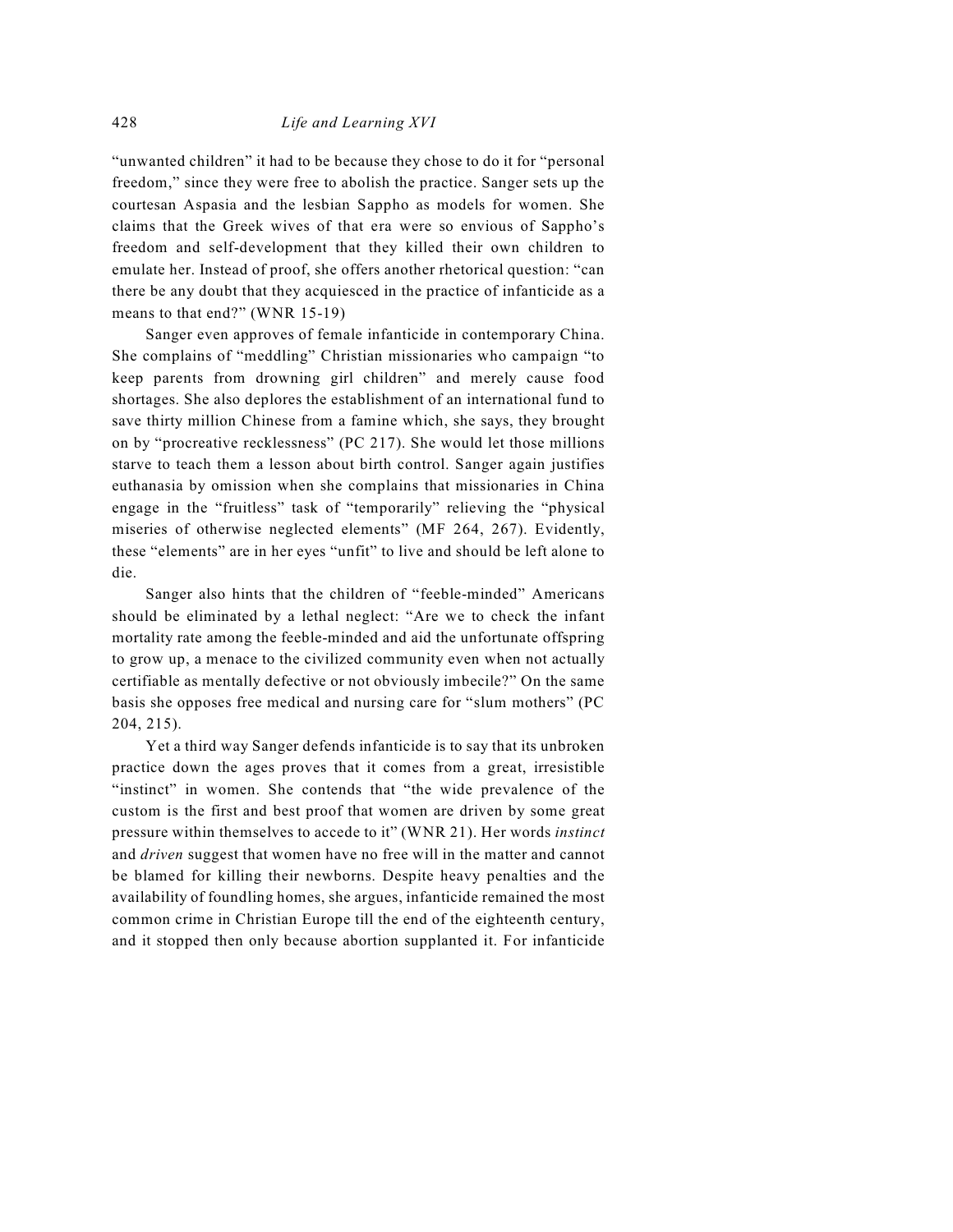"unwanted children" it had to be because they chose to do it for "personal freedom," since they were free to abolish the practice. Sanger sets up the courtesan Aspasia and the lesbian Sappho as models for women. She claims that the Greek wives of that era were so envious of Sappho's freedom and self-development that they killed their own children to emulate her. Instead of proof, she offers another rhetorical question: "can there be any doubt that they acquiesced in the practice of infanticide as a means to that end?" (WNR 15-19)

Sanger even approves of female infanticide in contemporary China. She complains of "meddling" Christian missionaries who campaign "to keep parents from drowning girl children" and merely cause food shortages. She also deplores the establishment of an international fund to save thirty million Chinese from a famine which, she says, they brought on by "procreative recklessness" (PC 217). She would let those millions starve to teach them a lesson about birth control. Sanger again justifies euthanasia by omission when she complains that missionaries in China engage in the "fruitless" task of "temporarily" relieving the "physical miseries of otherwise neglected elements" (MF 264, 267). Evidently, these "elements" are in her eyes "unfit" to live and should be left alone to die.

Sanger also hints that the children of "feeble-minded" Americans should be eliminated by a lethal neglect: "Are we to check the infant mortality rate among the feeble-minded and aid the unfortunate offspring to grow up, a menace to the civilized community even when not actually certifiable as mentally defective or not obviously imbecile?" On the same basis she opposes free medical and nursing care for "slum mothers" (PC 204, 215).

Yet a third way Sanger defends infanticide is to say that its unbroken practice down the ages proves that it comes from a great, irresistible "instinct" in women. She contends that "the wide prevalence of the custom is the first and best proof that women are driven by some great pressure within themselves to accede to it" (WNR 21). Her words *instinct* and *driven* suggest that women have no free will in the matter and cannot be blamed for killing their newborns. Despite heavy penalties and the availability of foundling homes, she argues, infanticide remained the most common crime in Christian Europe till the end of the eighteenth century, and it stopped then only because abortion supplanted it. For infanticide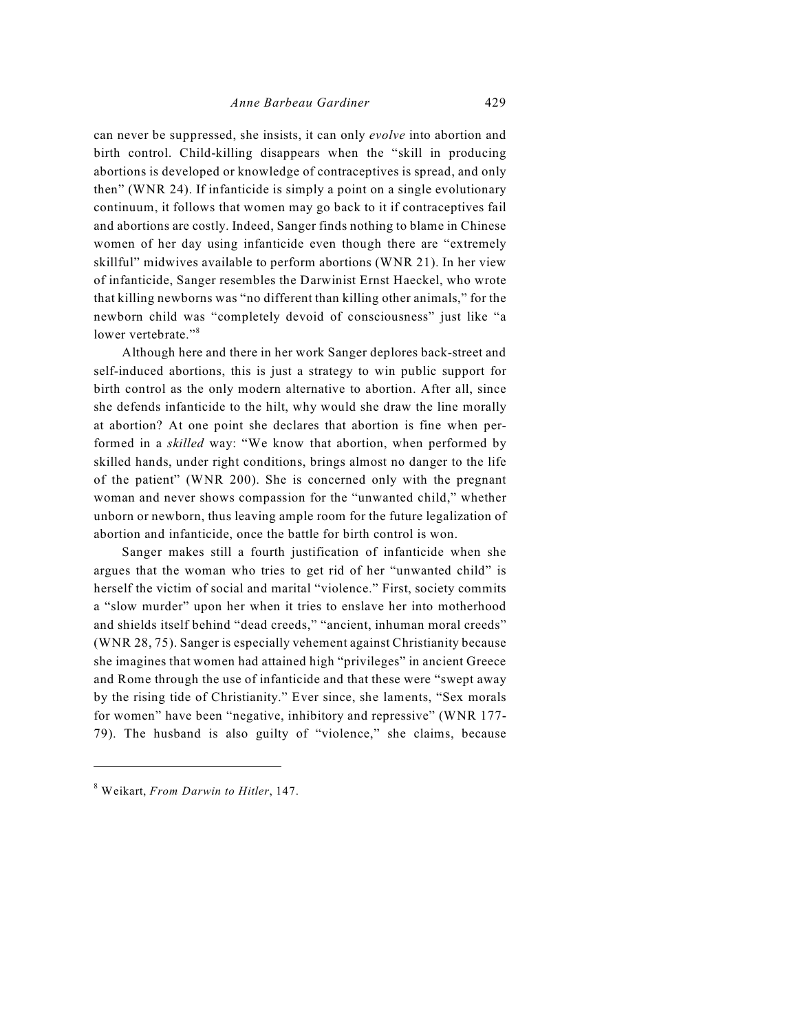can never be suppressed, she insists, it can only *evolve* into abortion and birth control. Child-killing disappears when the "skill in producing abortions is developed or knowledge of contraceptives is spread, and only then" (WNR 24). If infanticide is simply a point on a single evolutionary continuum, it follows that women may go back to it if contraceptives fail and abortions are costly. Indeed, Sanger finds nothing to blame in Chinese women of her day using infanticide even though there are "extremely skillful" midwives available to perform abortions (WNR 21). In her view of infanticide, Sanger resembles the Darwinist Ernst Haeckel, who wrote that killing newborns was "no different than killing other animals," for the newborn child was "completely devoid of consciousness" just like "a lower vertebrate."[8]

Although here and there in her work Sanger deplores back-street and self-induced abortions, this is just a strategy to win public support for birth control as the only modern alternative to abortion. After all, since she defends infanticide to the hilt, why would she draw the line morally at abortion? At one point she declares that abortion is fine when performed in a *skilled* way: "We know that abortion, when performed by skilled hands, under right conditions, brings almost no danger to the life of the patient" (WNR 200). She is concerned only with the pregnant woman and never shows compassion for the "unwanted child," whether unborn or newborn, thus leaving ample room for the future legalization of abortion and infanticide, once the battle for birth control is won.

Sanger makes still a fourth justification of infanticide when she argues that the woman who tries to get rid of her "unwanted child" is herself the victim of social and marital "violence." First, society commits a "slow murder" upon her when it tries to enslave her into motherhood and shields itself behind "dead creeds," "ancient, inhuman moral creeds" (WNR 28, 75). Sanger is especially vehement against Christianity because she imagines that women had attained high "privileges" in ancient Greece and Rome through the use of infanticide and that these were "swept away by the rising tide of Christianity." Ever since, she laments, "Sex morals for women" have been "negative, inhibitory and repressive" (WNR 177-79). The husband is also guilty of "violence," she claims, because

---

[8] Weikart, *From Darwin to Hitler*, 147.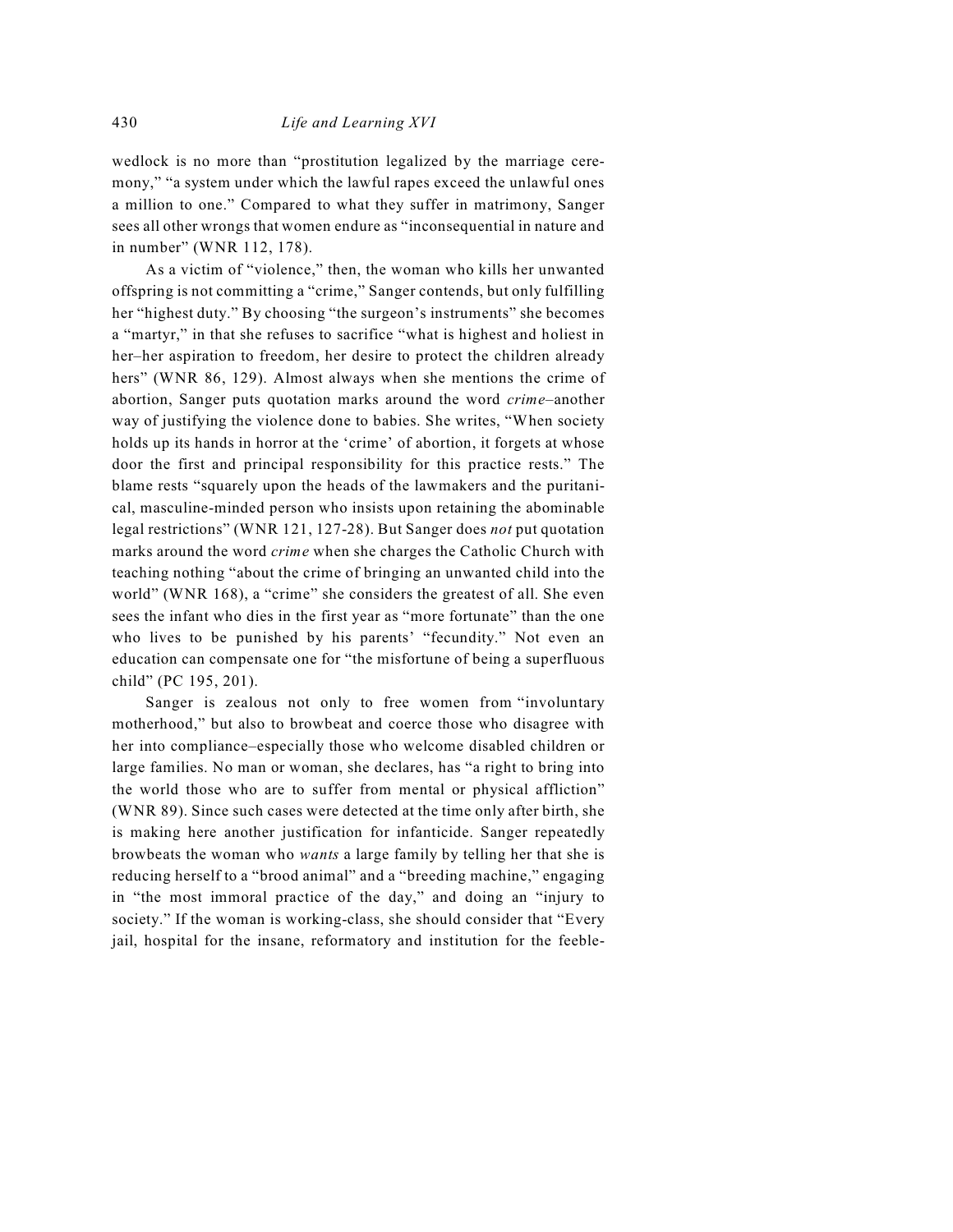wedlock is no more than "prostitution legalized by the marriage ceremony," "a system under which the lawful rapes exceed the unlawful ones a million to one." Compared to what they suffer in matrimony, Sanger sees all other wrongs that women endure as "inconsequential in nature and in number" (WNR 112, 178).

As a victim of "violence," then, the woman who kills her unwanted offspring is not committing a "crime," Sanger contends, but only fulfilling her "highest duty." By choosing "the surgeon's instruments" she becomes a "martyr," in that she refuses to sacrifice "what is highest and holiest in her–her aspiration to freedom, her desire to protect the children already hers" (WNR 86, 129). Almost always when she mentions the crime of abortion, Sanger puts quotation marks around the word *crime*–another way of justifying the violence done to babies. She writes, "When society holds up its hands in horror at the 'crime' of abortion, it forgets at whose door the first and principal responsibility for this practice rests." The blame rests "squarely upon the heads of the lawmakers and the puritanical, masculine-minded person who insists upon retaining the abominable legal restrictions" (WNR 121, 127-28). But Sanger does *not* put quotation marks around the word *crime* when she charges the Catholic Church with teaching nothing "about the crime of bringing an unwanted child into the world" (WNR 168), a "crime" she considers the greatest of all. She even sees the infant who dies in the first year as "more fortunate" than the one who lives to be punished by his parents' "fecundity." Not even an education can compensate one for "the misfortune of being a superfluous child" (PC 195, 201).

Sanger is zealous not only to free women from "involuntary motherhood," but also to browbeat and coerce those who disagree with her into compliance–especially those who welcome disabled children or large families. No man or woman, she declares, has "a right to bring into the world those who are to suffer from mental or physical affliction" (WNR 89). Since such cases were detected at the time only after birth, she is making here another justification for infanticide. Sanger repeatedly browbeats the woman who *wants* a large family by telling her that she is reducing herself to a "brood animal" and a "breeding machine," engaging in "the most immoral practice of the day," and doing an "injury to society." If the woman is working-class, she should consider that "Every jail, hospital for the insane, reformatory and institution for the feeble-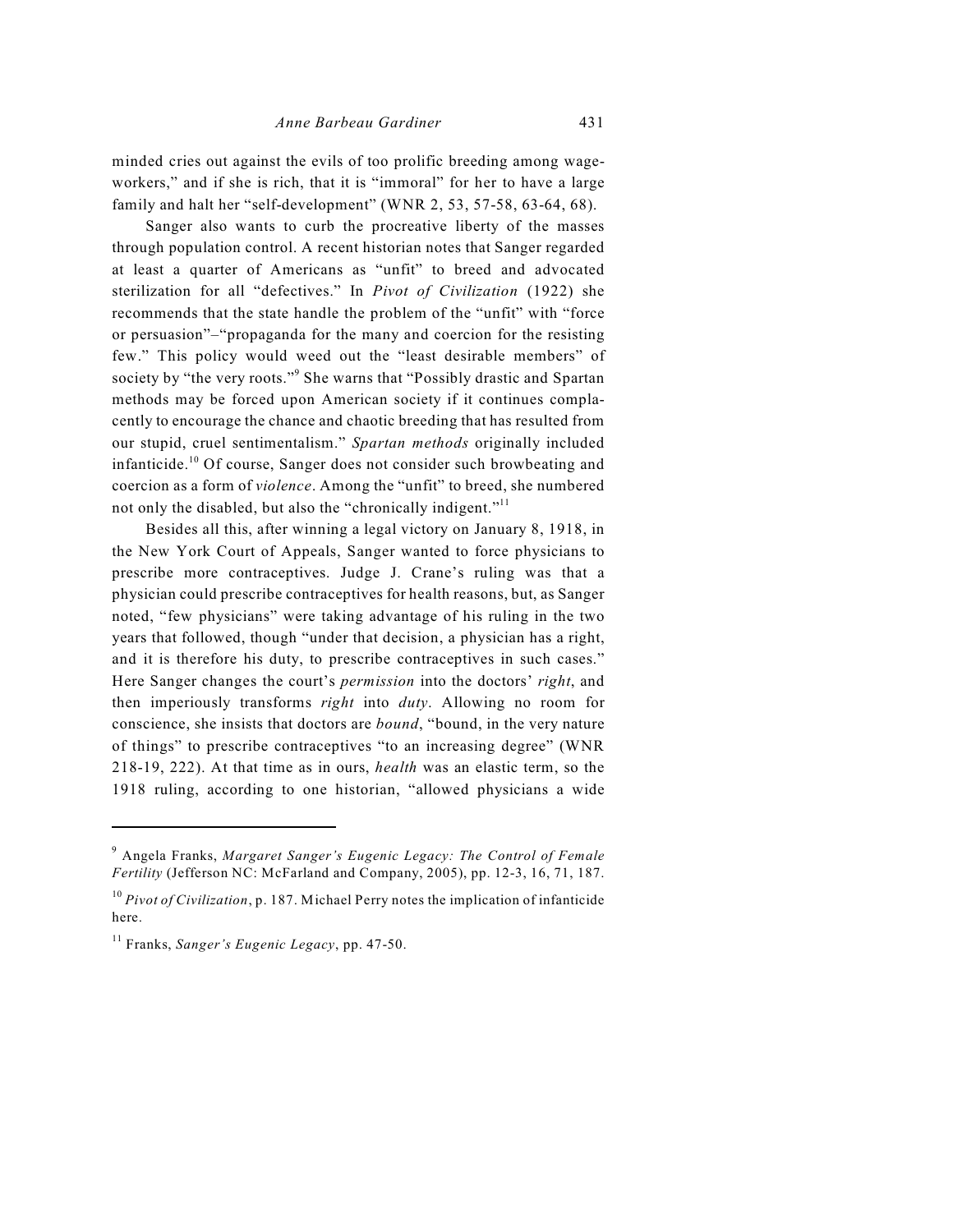minded cries out against the evils of too prolific breeding among wage-workers," and if she is rich, that it is "immoral" for her to have a large family and halt her "self-development" (WNR 2, 53, 57-58, 63-64, 68).

Sanger also wants to curb the procreative liberty of the masses through population control. A recent historian notes that Sanger regarded at least a quarter of Americans as "unfit" to breed and advocated sterilization for all "defectives." In *Pivot of Civilization* (1922) she recommends that the state handle the problem of the "unfit" with "force or persuasion"–"propaganda for the many and coercion for the resisting few." This policy would weed out the "least desirable members" of society by "the very roots."[9] She warns that "Possibly drastic and Spartan methods may be forced upon American society if it continues complacently to encourage the chance and chaotic breeding that has resulted from our stupid, cruel sentimentalism." *Spartan methods* originally included infanticide.[10] Of course, Sanger does not consider such browbeating and coercion as a form of *violence*. Among the "unfit" to breed, she numbered not only the disabled, but also the "chronically indigent."[11]

Besides all this, after winning a legal victory on January 8, 1918, in the New York Court of Appeals, Sanger wanted to force physicians to prescribe more contraceptives. Judge J. Crane's ruling was that a physician could prescribe contraceptives for health reasons, but, as Sanger noted, "few physicians" were taking advantage of his ruling in the two years that followed, though "under that decision, a physician has a right, and it is therefore his duty, to prescribe contraceptives in such cases." Here Sanger changes the court's *permission* into the doctors' *right*, and then imperiously transforms *right* into *duty*. Allowing no room for conscience, she insists that doctors are *bound*, "bound, in the very nature of things" to prescribe contraceptives "to an increasing degree" (WNR 218-19, 222). At that time as in ours, *health* was an elastic term, so the 1918 ruling, according to one historian, "allowed physicians a wide

---

[9] Angela Franks, *Margaret Sanger's Eugenic Legacy: The Control of Female Fertility* (Jefferson NC: McFarland and Company, 2005), pp. 12-3, 16, 71, 187.

[10] *Pivot of Civilization*, p. 187. Michael Perry notes the implication of infanticide here.

[11] Franks, *Sanger's Eugenic Legacy*, pp. 47-50.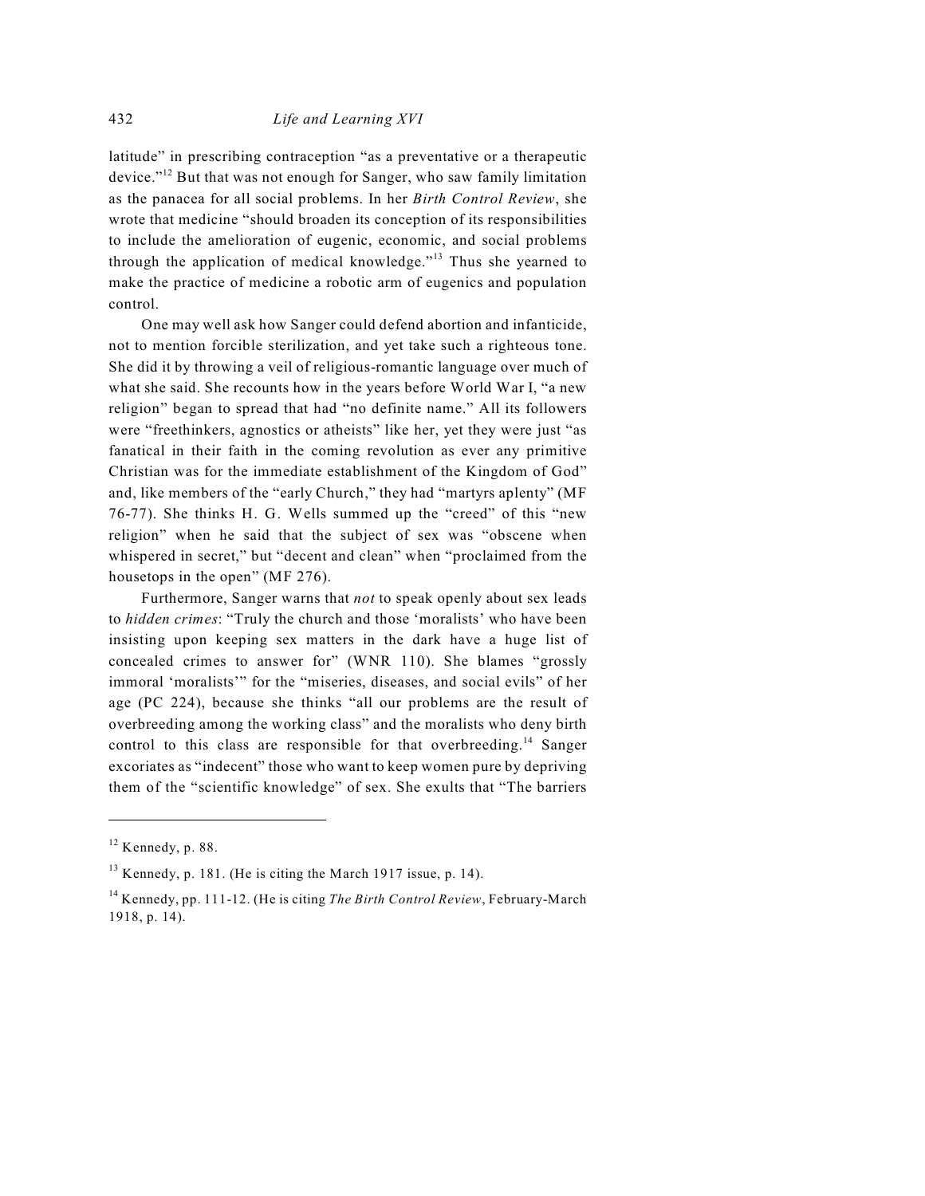latitude" in prescribing contraception "as a preventative or a therapeutic device."[12] But that was not enough for Sanger, who saw family limitation as the panacea for all social problems. In her *Birth Control Review*, she wrote that medicine "should broaden its conception of its responsibilities to include the amelioration of eugenic, economic, and social problems through the application of medical knowledge."[13] Thus she yearned to make the practice of medicine a robotic arm of eugenics and population control.

One may well ask how Sanger could defend abortion and infanticide, not to mention forcible sterilization, and yet take such a righteous tone. She did it by throwing a veil of religious-romantic language over much of what she said. She recounts how in the years before World War I, "a new religion" began to spread that had "no definite name." All its followers were "freethinkers, agnostics or atheists" like her, yet they were just "as fanatical in their faith in the coming revolution as ever any primitive Christian was for the immediate establishment of the Kingdom of God" and, like members of the "early Church," they had "martyrs aplenty" (MF 76-77). She thinks H. G. Wells summed up the "creed" of this "new religion" when he said that the subject of sex was "obscene when whispered in secret," but "decent and clean" when "proclaimed from the housetops in the open" (MF 276).

Furthermore, Sanger warns that *not* to speak openly about sex leads to *hidden crimes*: "Truly the church and those 'moralists' who have been insisting upon keeping sex matters in the dark have a huge list of concealed crimes to answer for" (WNR 110). She blames "grossly immoral 'moralists'" for the "miseries, diseases, and social evils" of her age (PC 224), because she thinks "all our problems are the result of overbreeding among the working class" and the moralists who deny birth control to this class are responsible for that overbreeding.[14] Sanger excoriates as "indecent" those who want to keep women pure by depriving them of the "scientific knowledge" of sex. She exults that "The barriers

---

[12] Kennedy, p. 88.

[13] Kennedy, p. 181. (He is citing the March 1917 issue, p. 14).

[14] Kennedy, pp. 111-12. (He is citing *The Birth Control Review*, February-March 1918, p. 14).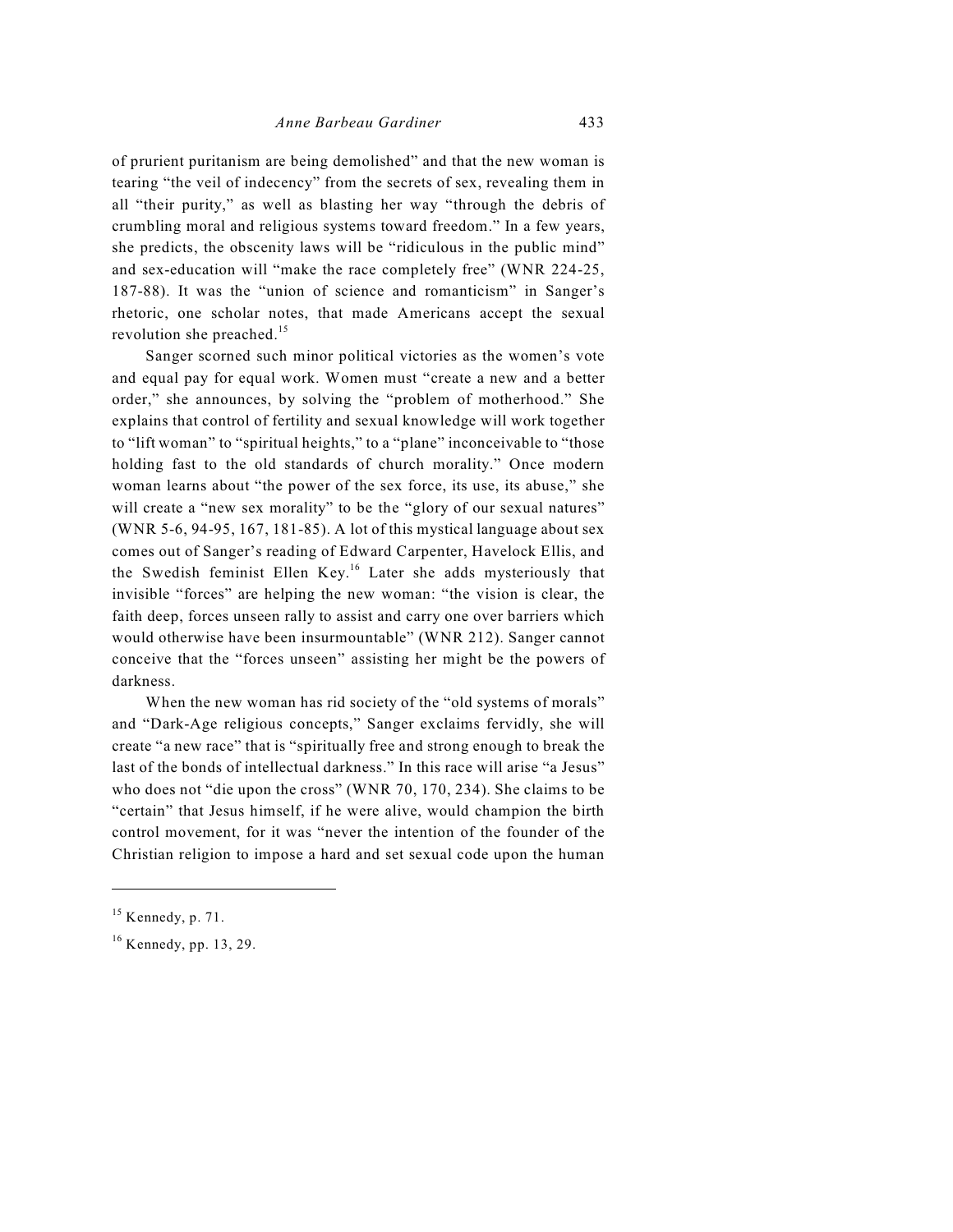of prurient puritanism are being demolished" and that the new woman is tearing "the veil of indecency" from the secrets of sex, revealing them in all "their purity," as well as blasting her way "through the debris of crumbling moral and religious systems toward freedom." In a few years, she predicts, the obscenity laws will be "ridiculous in the public mind" and sex-education will "make the race completely free" (WNR 224-25, 187-88). It was the "union of science and romanticism" in Sanger's rhetoric, one scholar notes, that made Americans accept the sexual revolution she preached.[15]

Sanger scorned such minor political victories as the women's vote and equal pay for equal work. Women must "create a new and a better order," she announces, by solving the "problem of motherhood." She explains that control of fertility and sexual knowledge will work together to "lift woman" to "spiritual heights," to a "plane" inconceivable to "those holding fast to the old standards of church morality." Once modern woman learns about "the power of the sex force, its use, its abuse," she will create a "new sex morality" to be the "glory of our sexual natures" (WNR 5-6, 94-95, 167, 181-85). A lot of this mystical language about sex comes out of Sanger's reading of Edward Carpenter, Havelock Ellis, and the Swedish feminist Ellen Key.[16] Later she adds mysteriously that invisible "forces" are helping the new woman: "the vision is clear, the faith deep, forces unseen rally to assist and carry one over barriers which would otherwise have been insurmountable" (WNR 212). Sanger cannot conceive that the "forces unseen" assisting her might be the powers of darkness.

When the new woman has rid society of the "old systems of morals" and "Dark-Age religious concepts," Sanger exclaims fervidly, she will create "a new race" that is "spiritually free and strong enough to break the last of the bonds of intellectual darkness." In this race will arise "a Jesus" who does not "die upon the cross" (WNR 70, 170, 234). She claims to be "certain" that Jesus himself, if he were alive, would champion the birth control movement, for it was "never the intention of the founder of the Christian religion to impose a hard and set sexual code upon the human

---

[15] Kennedy, p. 71.

[16] Kennedy, pp. 13, 29.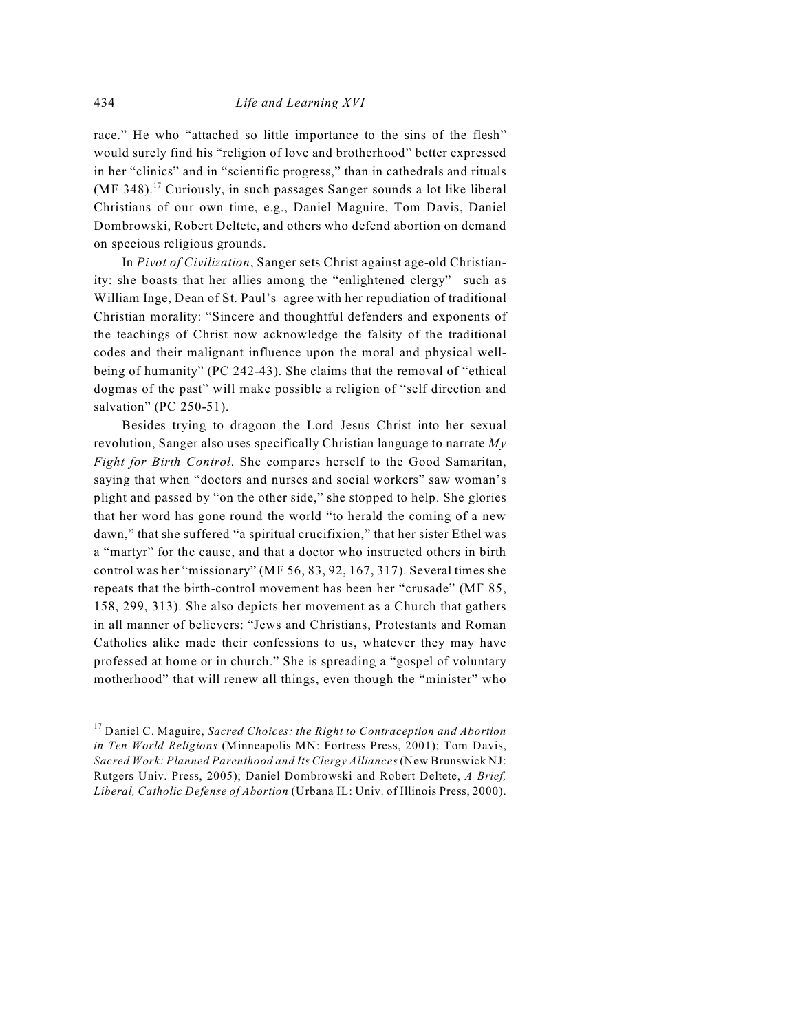race." He who "attached so little importance to the sins of the flesh" would surely find his "religion of love and brotherhood" better expressed in her "clinics" and in "scientific progress," than in cathedrals and rituals (MF 348).[17] Curiously, in such passages Sanger sounds a lot like liberal Christians of our own time, e.g., Daniel Maguire, Tom Davis, Daniel Dombrowski, Robert Deltete, and others who defend abortion on demand on specious religious grounds.

In *Pivot of Civilization*, Sanger sets Christ against age-old Christianity: she boasts that her allies among the "enlightened clergy" –such as William Inge, Dean of St. Paul's–agree with her repudiation of traditional Christian morality: "Sincere and thoughtful defenders and exponents of the teachings of Christ now acknowledge the falsity of the traditional codes and their malignant influence upon the moral and physical well-being of humanity" (PC 242-43). She claims that the removal of "ethical dogmas of the past" will make possible a religion of "self direction and salvation" (PC 250-51).

Besides trying to dragoon the Lord Jesus Christ into her sexual revolution, Sanger also uses specifically Christian language to narrate *My Fight for Birth Control*. She compares herself to the Good Samaritan, saying that when "doctors and nurses and social workers" saw woman's plight and passed by "on the other side," she stopped to help. She glories that her word has gone round the world "to herald the coming of a new dawn," that she suffered "a spiritual crucifixion," that her sister Ethel was a "martyr" for the cause, and that a doctor who instructed others in birth control was her "missionary" (MF 56, 83, 92, 167, 317). Several times she repeats that the birth-control movement has been her "crusade" (MF 85, 158, 299, 313). She also depicts her movement as a Church that gathers in all manner of believers: "Jews and Christians, Protestants and Roman Catholics alike made their confessions to us, whatever they may have professed at home or in church." She is spreading a "gospel of voluntary motherhood" that will renew all things, even though the "minister" who

---

[17] Daniel C. Maguire, *Sacred Choices: the Right to Contraception and Abortion in Ten World Religions* (Minneapolis MN: Fortress Press, 2001); Tom Davis, *Sacred Work: Planned Parenthood and Its Clergy Alliances* (New Brunswick NJ: Rutgers Univ. Press, 2005); Daniel Dombrowski and Robert Deltete, *A Brief, Liberal, Catholic Defense of Abortion* (Urbana IL: Univ. of Illinois Press, 2000).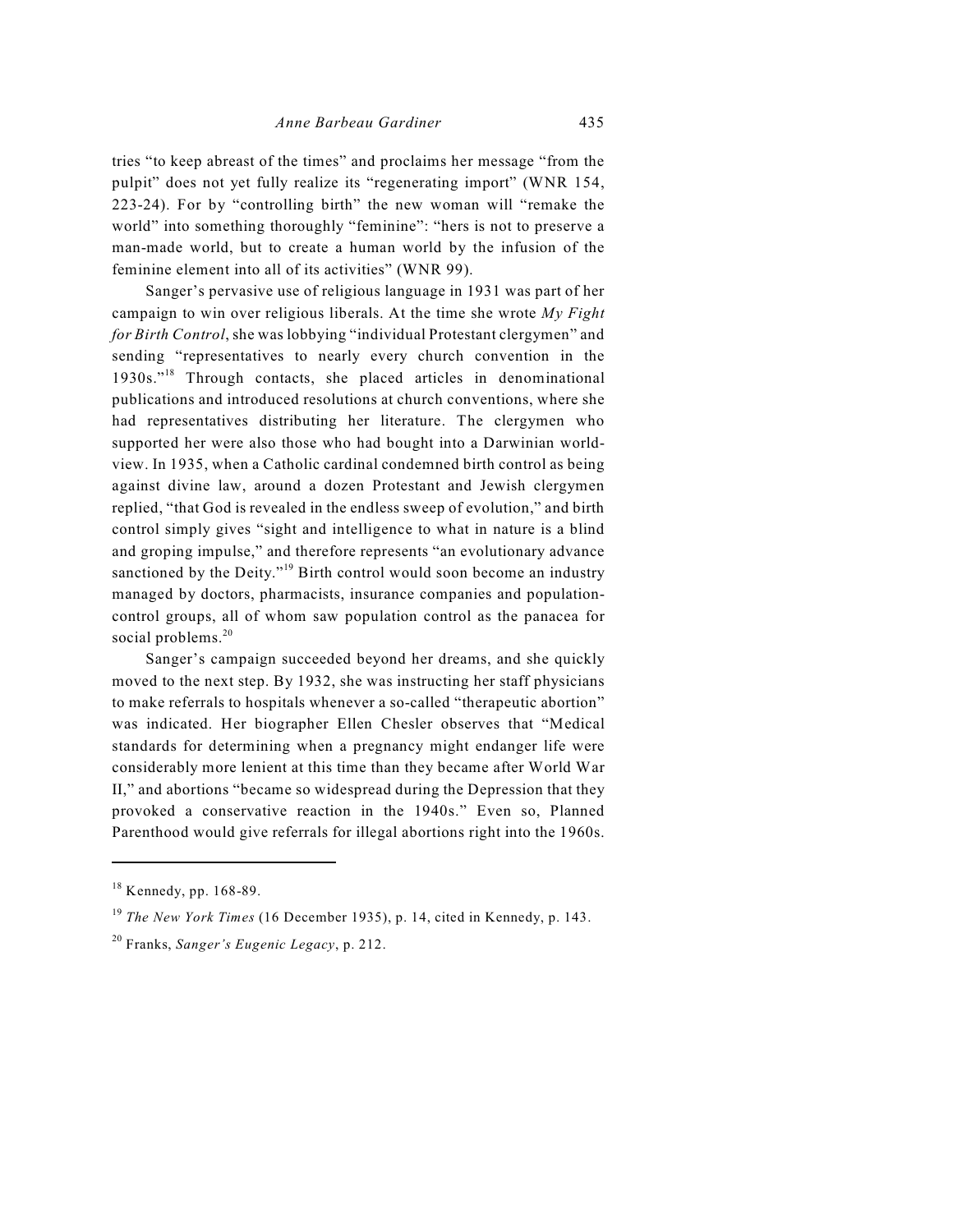tries "to keep abreast of the times" and proclaims her message "from the pulpit" does not yet fully realize its "regenerating import" (WNR 154, 223-24). For by "controlling birth" the new woman will "remake the world" into something thoroughly "feminine": "hers is not to preserve a man-made world, but to create a human world by the infusion of the feminine element into all of its activities" (WNR 99).

Sanger's pervasive use of religious language in 1931 was part of her campaign to win over religious liberals. At the time she wrote *My Fight for Birth Control*, she was lobbying "individual Protestant clergymen" and sending "representatives to nearly every church convention in the 1930s."[18] Through contacts, she placed articles in denominational publications and introduced resolutions at church conventions, where she had representatives distributing her literature. The clergymen who supported her were also those who had bought into a Darwinian world-view. In 1935, when a Catholic cardinal condemned birth control as being against divine law, around a dozen Protestant and Jewish clergymen replied, "that God is revealed in the endless sweep of evolution," and birth control simply gives "sight and intelligence to what in nature is a blind and groping impulse," and therefore represents "an evolutionary advance sanctioned by the Deity."[19] Birth control would soon become an industry managed by doctors, pharmacists, insurance companies and population-control groups, all of whom saw population control as the panacea for social problems.[20]

Sanger's campaign succeeded beyond her dreams, and she quickly moved to the next step. By 1932, she was instructing her staff physicians to make referrals to hospitals whenever a so-called "therapeutic abortion" was indicated. Her biographer Ellen Chesler observes that "Medical standards for determining when a pregnancy might endanger life were considerably more lenient at this time than they became after World War II," and abortions "became so widespread during the Depression that they provoked a conservative reaction in the 1940s." Even so, Planned Parenthood would give referrals for illegal abortions right into the 1960s.

---

[18] Kennedy, pp. 168-89.

[19] *The New York Times* (16 December 1935), p. 14, cited in Kennedy, p. 143.

[20] Franks, *Sanger's Eugenic Legacy*, p. 212.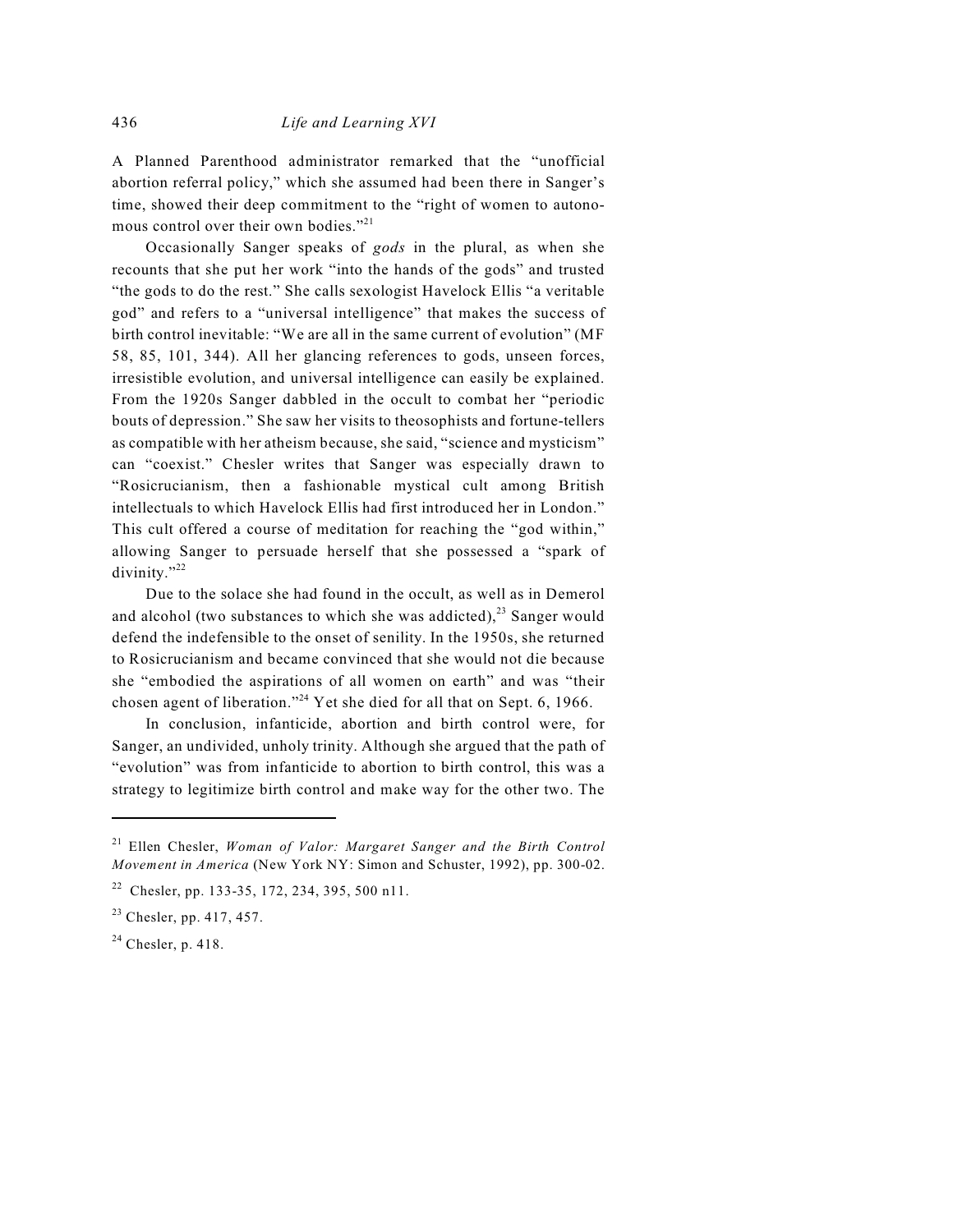A Planned Parenthood administrator remarked that the "unofficial abortion referral policy," which she assumed had been there in Sanger's time, showed their deep commitment to the "right of women to autonomous control over their own bodies."[21]

Occasionally Sanger speaks of *gods* in the plural, as when she recounts that she put her work "into the hands of the gods" and trusted "the gods to do the rest." She calls sexologist Havelock Ellis "a veritable god" and refers to a "universal intelligence" that makes the success of birth control inevitable: "We are all in the same current of evolution" (MF 58, 85, 101, 344). All her glancing references to gods, unseen forces, irresistible evolution, and universal intelligence can easily be explained. From the 1920s Sanger dabbled in the occult to combat her "periodic bouts of depression." She saw her visits to theosophists and fortune-tellers as compatible with her atheism because, she said, "science and mysticism" can "coexist." Chesler writes that Sanger was especially drawn to "Rosicrucianism, then a fashionable mystical cult among British intellectuals to which Havelock Ellis had first introduced her in London." This cult offered a course of meditation for reaching the "god within," allowing Sanger to persuade herself that she possessed a "spark of divinity."[22]

Due to the solace she had found in the occult, as well as in Demerol and alcohol (two substances to which she was addicted),[23] Sanger would defend the indefensible to the onset of senility. In the 1950s, she returned to Rosicrucianism and became convinced that she would not die because she "embodied the aspirations of all women on earth" and was "their chosen agent of liberation."[24] Yet she died for all that on Sept. 6, 1966.

In conclusion, infanticide, abortion and birth control were, for Sanger, an undivided, unholy trinity. Although she argued that the path of "evolution" was from infanticide to abortion to birth control, this was a strategy to legitimize birth control and make way for the other two. The

---

[21] Ellen Chesler, *Woman of Valor: Margaret Sanger and the Birth Control Movement in America* (New York NY: Simon and Schuster, 1992), pp. 300-02.

[22] Chesler, pp. 133-35, 172, 234, 395, 500 n11.

[23] Chesler, pp. 417, 457.

[24] Chesler, p. 418.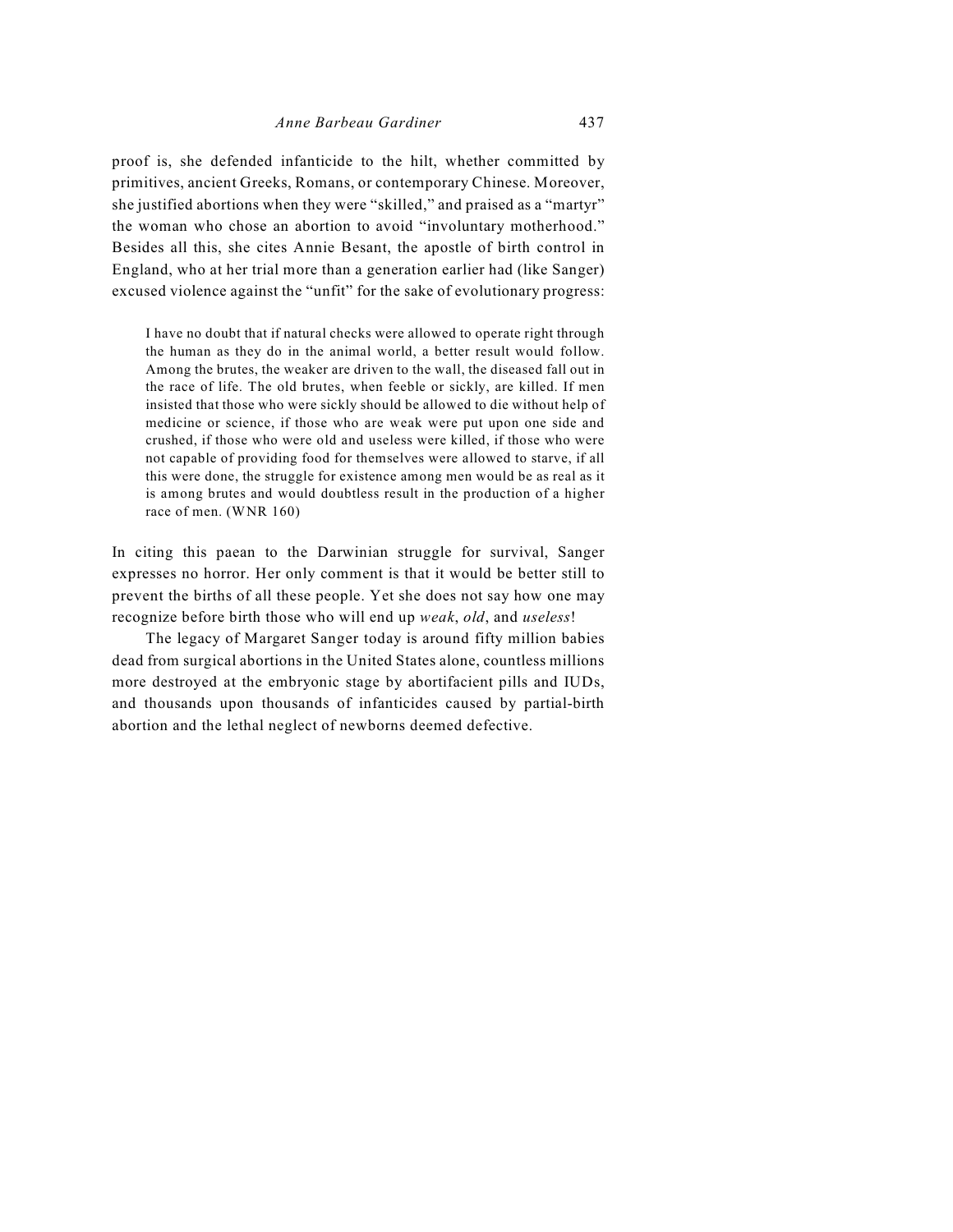proof is, she defended infanticide to the hilt, whether committed by primitives, ancient Greeks, Romans, or contemporary Chinese. Moreover, she justified abortions when they were "skilled," and praised as a "martyr" the woman who chose an abortion to avoid "involuntary motherhood." Besides all this, she cites Annie Besant, the apostle of birth control in England, who at her trial more than a generation earlier had (like Sanger) excused violence against the "unfit" for the sake of evolutionary progress:

> I have no doubt that if natural checks were allowed to operate right through the human as they do in the animal world, a better result would follow. Among the brutes, the weaker are driven to the wall, the diseased fall out in the race of life. The old brutes, when feeble or sickly, are killed. If men insisted that those who were sickly should be allowed to die without help of medicine or science, if those who are weak were put upon one side and crushed, if those who were old and useless were killed, if those who were not capable of providing food for themselves were allowed to starve, if all this were done, the struggle for existence among men would be as real as it is among brutes and would doubtless result in the production of a higher race of men. (WNR 160)

In citing this paean to the Darwinian struggle for survival, Sanger expresses no horror. Her only comment is that it would be better still to prevent the births of all these people. Yet she does not say how one may recognize before birth those who will end up *weak*, *old*, and *useless*!

The legacy of Margaret Sanger today is around fifty million babies dead from surgical abortions in the United States alone, countless millions more destroyed at the embryonic stage by abortifacient pills and IUDs, and thousands upon thousands of infanticides caused by partial-birth abortion and the lethal neglect of newborns deemed defective.